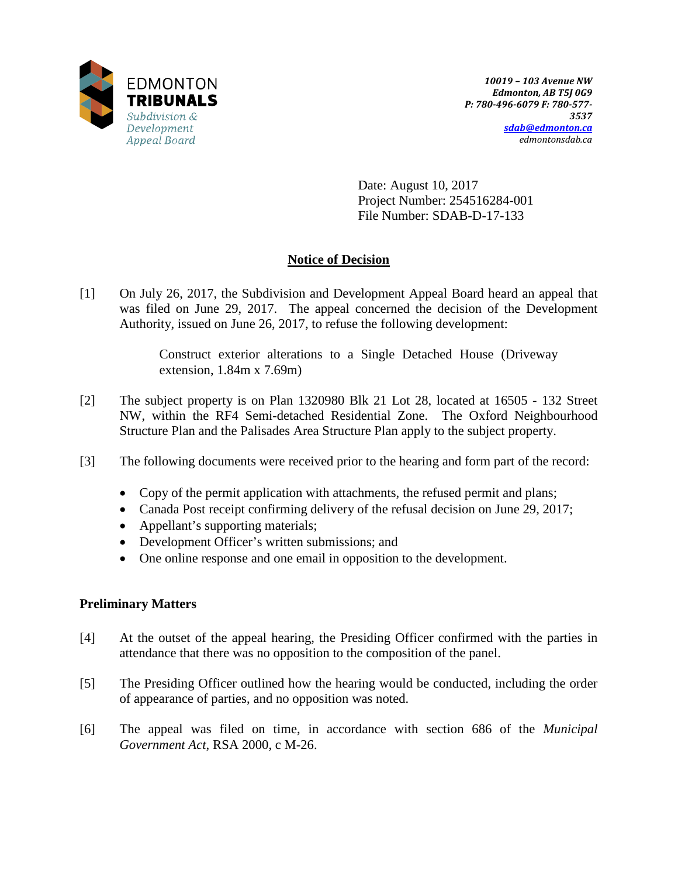EDMONTON **TRIBUNALS**
*Subdivision & Development Appeal Board*

*10019 – 103 Avenue NW*
*Edmonton, AB T5J 0G9*
*P: 780-496-6079 F: 780-577-3537*
*sdab@edmonton.ca*
*edmontonsdab.ca*

Date: August 10, 2017
Project Number: 254516284-001
File Number: SDAB-D-17-133

## Notice of Decision

[1] On July 26, 2017, the Subdivision and Development Appeal Board heard an appeal that was filed on June 29, 2017. The appeal concerned the decision of the Development Authority, issued on June 26, 2017, to refuse the following development:

> Construct exterior alterations to a Single Detached House (Driveway extension, 1.84m x 7.69m)

[2] The subject property is on Plan 1320980 Blk 21 Lot 28, located at 16505 - 132 Street NW, within the RF4 Semi-detached Residential Zone. The Oxford Neighbourhood Structure Plan and the Palisades Area Structure Plan apply to the subject property.

[3] The following documents were received prior to the hearing and form part of the record:

- Copy of the permit application with attachments, the refused permit and plans;
- Canada Post receipt confirming delivery of the refusal decision on June 29, 2017;
- Appellant's supporting materials;
- Development Officer's written submissions; and
- One online response and one email in opposition to the development.

### Preliminary Matters

[4] At the outset of the appeal hearing, the Presiding Officer confirmed with the parties in attendance that there was no opposition to the composition of the panel.

[5] The Presiding Officer outlined how the hearing would be conducted, including the order of appearance of parties, and no opposition was noted.

[6] The appeal was filed on time, in accordance with section 686 of the *Municipal Government Act*, RSA 2000, c M-26.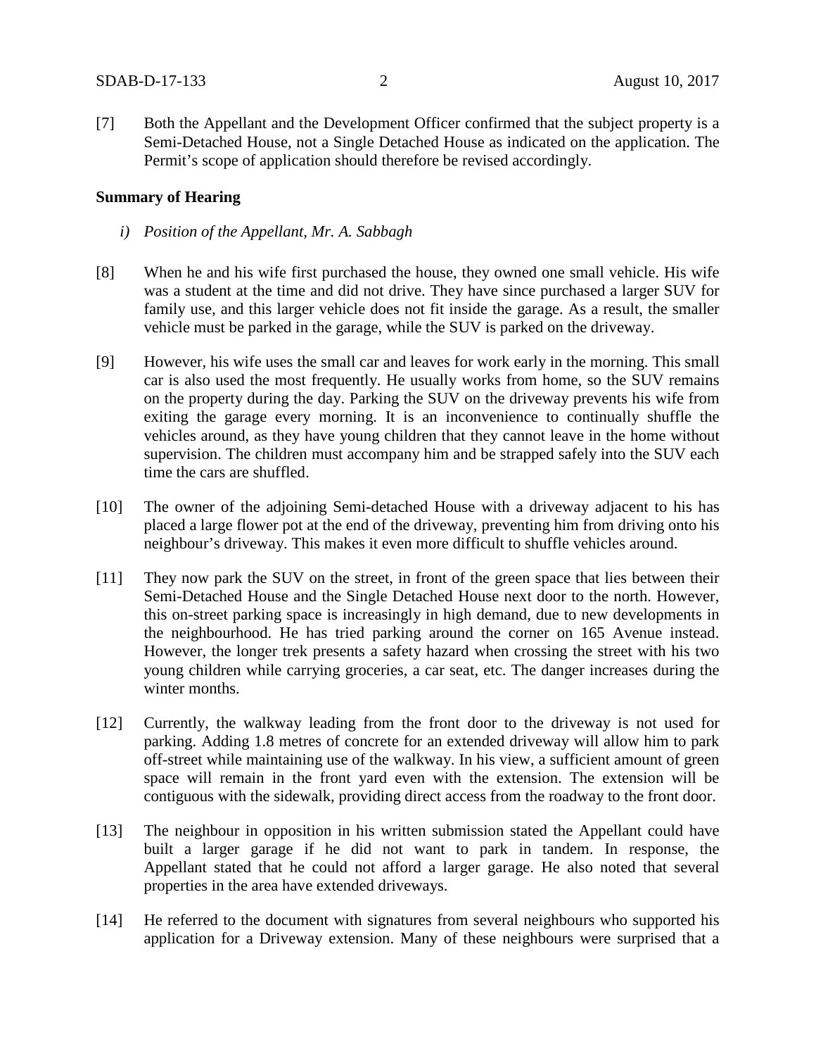[7] Both the Appellant and the Development Officer confirmed that the subject property is a Semi-Detached House, not a Single Detached House as indicated on the application. The Permit's scope of application should therefore be revised accordingly.

**Summary of Hearing**

*i) Position of the Appellant, Mr. A. Sabbagh*

[8] When he and his wife first purchased the house, they owned one small vehicle. His wife was a student at the time and did not drive. They have since purchased a larger SUV for family use, and this larger vehicle does not fit inside the garage. As a result, the smaller vehicle must be parked in the garage, while the SUV is parked on the driveway.

[9] However, his wife uses the small car and leaves for work early in the morning. This small car is also used the most frequently. He usually works from home, so the SUV remains on the property during the day. Parking the SUV on the driveway prevents his wife from exiting the garage every morning. It is an inconvenience to continually shuffle the vehicles around, as they have young children that they cannot leave in the home without supervision. The children must accompany him and be strapped safely into the SUV each time the cars are shuffled.

[10] The owner of the adjoining Semi-detached House with a driveway adjacent to his has placed a large flower pot at the end of the driveway, preventing him from driving onto his neighbour's driveway. This makes it even more difficult to shuffle vehicles around.

[11] They now park the SUV on the street, in front of the green space that lies between their Semi-Detached House and the Single Detached House next door to the north. However, this on-street parking space is increasingly in high demand, due to new developments in the neighbourhood. He has tried parking around the corner on 165 Avenue instead. However, the longer trek presents a safety hazard when crossing the street with his two young children while carrying groceries, a car seat, etc. The danger increases during the winter months.

[12] Currently, the walkway leading from the front door to the driveway is not used for parking. Adding 1.8 metres of concrete for an extended driveway will allow him to park off-street while maintaining use of the walkway. In his view, a sufficient amount of green space will remain in the front yard even with the extension. The extension will be contiguous with the sidewalk, providing direct access from the roadway to the front door.

[13] The neighbour in opposition in his written submission stated the Appellant could have built a larger garage if he did not want to park in tandem. In response, the Appellant stated that he could not afford a larger garage. He also noted that several properties in the area have extended driveways.

[14] He referred to the document with signatures from several neighbours who supported his application for a Driveway extension. Many of these neighbours were surprised that a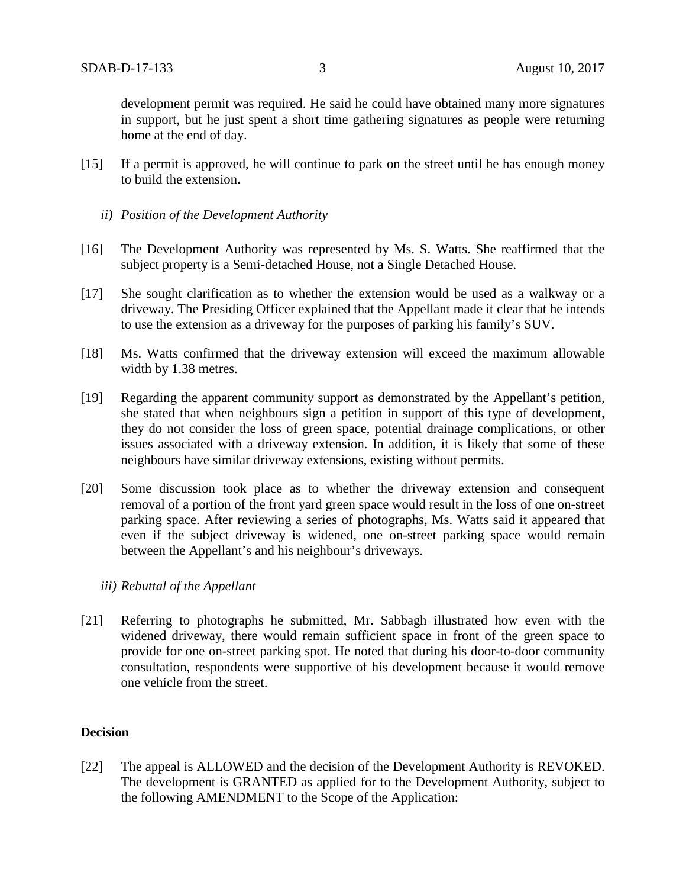development permit was required. He said he could have obtained many more signatures in support, but he just spent a short time gathering signatures as people were returning home at the end of day.

[15] If a permit is approved, he will continue to park on the street until he has enough money to build the extension.

*ii) Position of the Development Authority*

[16] The Development Authority was represented by Ms. S. Watts. She reaffirmed that the subject property is a Semi-detached House, not a Single Detached House.

[17] She sought clarification as to whether the extension would be used as a walkway or a driveway. The Presiding Officer explained that the Appellant made it clear that he intends to use the extension as a driveway for the purposes of parking his family's SUV.

[18] Ms. Watts confirmed that the driveway extension will exceed the maximum allowable width by 1.38 metres.

[19] Regarding the apparent community support as demonstrated by the Appellant's petition, she stated that when neighbours sign a petition in support of this type of development, they do not consider the loss of green space, potential drainage complications, or other issues associated with a driveway extension. In addition, it is likely that some of these neighbours have similar driveway extensions, existing without permits.

[20] Some discussion took place as to whether the driveway extension and consequent removal of a portion of the front yard green space would result in the loss of one on-street parking space. After reviewing a series of photographs, Ms. Watts said it appeared that even if the subject driveway is widened, one on-street parking space would remain between the Appellant's and his neighbour's driveways.

*iii) Rebuttal of the Appellant*

[21] Referring to photographs he submitted, Mr. Sabbagh illustrated how even with the widened driveway, there would remain sufficient space in front of the green space to provide for one on-street parking spot. He noted that during his door-to-door community consultation, respondents were supportive of his development because it would remove one vehicle from the street.

## Decision

[22] The appeal is ALLOWED and the decision of the Development Authority is REVOKED. The development is GRANTED as applied for to the Development Authority, subject to the following AMENDMENT to the Scope of the Application: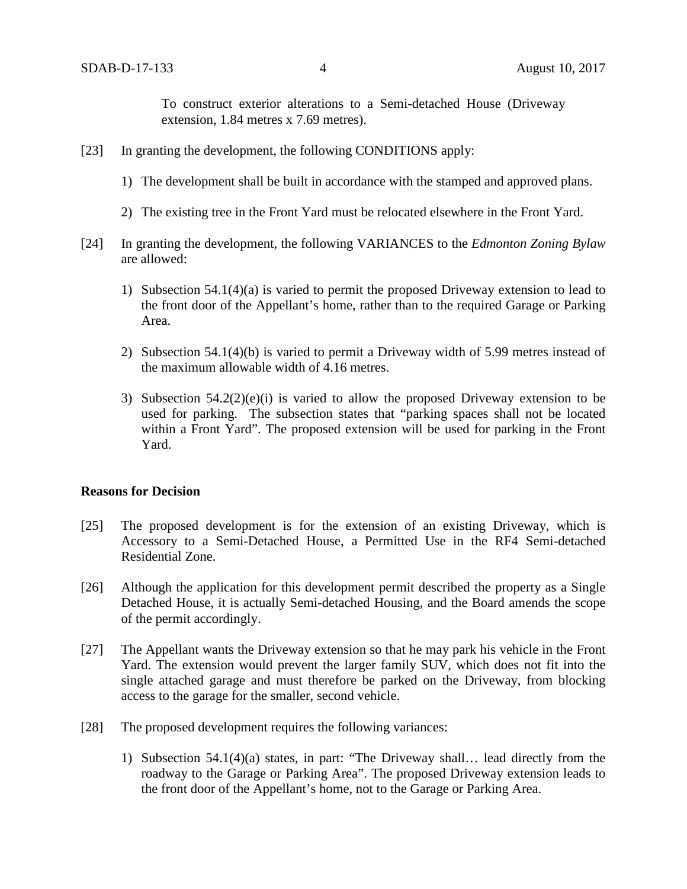To construct exterior alterations to a Semi-detached House (Driveway extension, 1.84 metres x 7.69 metres).

[23] In granting the development, the following CONDITIONS apply:

1) The development shall be built in accordance with the stamped and approved plans.

2) The existing tree in the Front Yard must be relocated elsewhere in the Front Yard.

[24] In granting the development, the following VARIANCES to the *Edmonton Zoning Bylaw* are allowed:

1) Subsection 54.1(4)(a) is varied to permit the proposed Driveway extension to lead to the front door of the Appellant's home, rather than to the required Garage or Parking Area.

2) Subsection 54.1(4)(b) is varied to permit a Driveway width of 5.99 metres instead of the maximum allowable width of 4.16 metres.

3) Subsection 54.2(2)(e)(i) is varied to allow the proposed Driveway extension to be used for parking. The subsection states that "parking spaces shall not be located within a Front Yard". The proposed extension will be used for parking in the Front Yard.

**Reasons for Decision**

[25] The proposed development is for the extension of an existing Driveway, which is Accessory to a Semi-Detached House, a Permitted Use in the RF4 Semi-detached Residential Zone.

[26] Although the application for this development permit described the property as a Single Detached House, it is actually Semi-detached Housing, and the Board amends the scope of the permit accordingly.

[27] The Appellant wants the Driveway extension so that he may park his vehicle in the Front Yard. The extension would prevent the larger family SUV, which does not fit into the single attached garage and must therefore be parked on the Driveway, from blocking access to the garage for the smaller, second vehicle.

[28] The proposed development requires the following variances:

1) Subsection 54.1(4)(a) states, in part: "The Driveway shall… lead directly from the roadway to the Garage or Parking Area". The proposed Driveway extension leads to the front door of the Appellant's home, not to the Garage or Parking Area.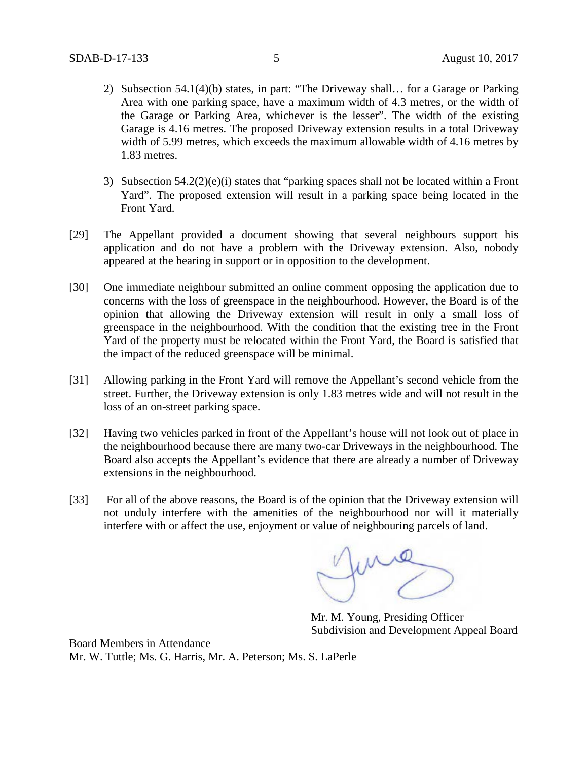2) Subsection 54.1(4)(b) states, in part: "The Driveway shall… for a Garage or Parking Area with one parking space, have a maximum width of 4.3 metres, or the width of the Garage or Parking Area, whichever is the lesser". The width of the existing Garage is 4.16 metres. The proposed Driveway extension results in a total Driveway width of 5.99 metres, which exceeds the maximum allowable width of 4.16 metres by 1.83 metres.

3) Subsection 54.2(2)(e)(i) states that "parking spaces shall not be located within a Front Yard". The proposed extension will result in a parking space being located in the Front Yard.

[29] The Appellant provided a document showing that several neighbours support his application and do not have a problem with the Driveway extension. Also, nobody appeared at the hearing in support or in opposition to the development.

[30] One immediate neighbour submitted an online comment opposing the application due to concerns with the loss of greenspace in the neighbourhood. However, the Board is of the opinion that allowing the Driveway extension will result in only a small loss of greenspace in the neighbourhood. With the condition that the existing tree in the Front Yard of the property must be relocated within the Front Yard, the Board is satisfied that the impact of the reduced greenspace will be minimal.

[31] Allowing parking in the Front Yard will remove the Appellant's second vehicle from the street. Further, the Driveway extension is only 1.83 metres wide and will not result in the loss of an on-street parking space.

[32] Having two vehicles parked in front of the Appellant's house will not look out of place in the neighbourhood because there are many two-car Driveways in the neighbourhood. The Board also accepts the Appellant's evidence that there are already a number of Driveway extensions in the neighbourhood.

[33] For all of the above reasons, the Board is of the opinion that the Driveway extension will not unduly interfere with the amenities of the neighbourhood nor will it materially interfere with or affect the use, enjoyment or value of neighbouring parcels of land.

Mr. M. Young, Presiding Officer
Subdivision and Development Appeal Board

<u>Board Members in Attendance</u>
Mr. W. Tuttle; Ms. G. Harris, Mr. A. Peterson; Ms. S. LaPerle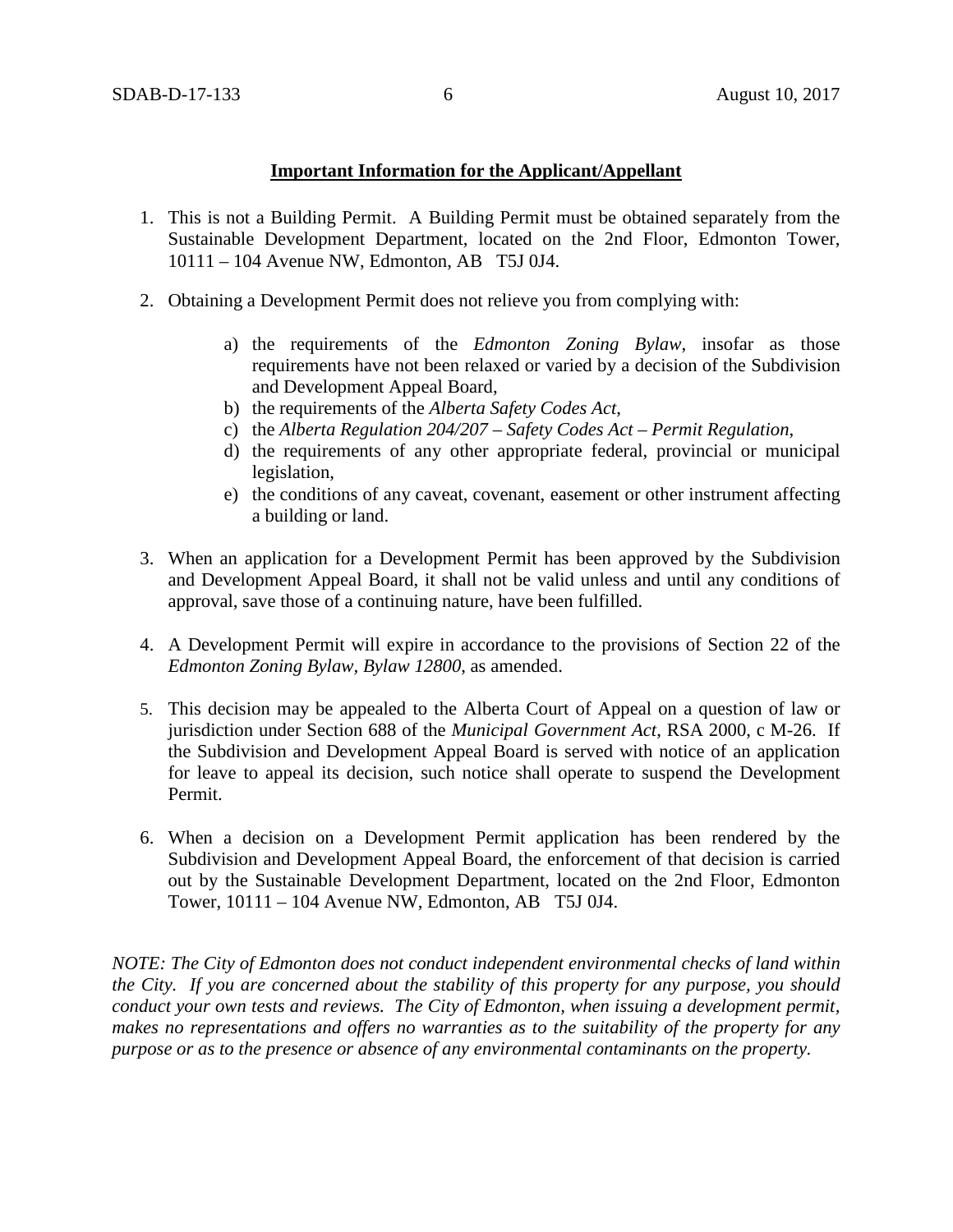**Important Information for the Applicant/Appellant**

1. This is not a Building Permit. A Building Permit must be obtained separately from the Sustainable Development Department, located on the 2nd Floor, Edmonton Tower, 10111 – 104 Avenue NW, Edmonton, AB T5J 0J4.

2. Obtaining a Development Permit does not relieve you from complying with:

   a) the requirements of the *Edmonton Zoning Bylaw*, insofar as those requirements have not been relaxed or varied by a decision of the Subdivision and Development Appeal Board,
   b) the requirements of the *Alberta Safety Codes Act*,
   c) the *Alberta Regulation 204/207 – Safety Codes Act – Permit Regulation*,
   d) the requirements of any other appropriate federal, provincial or municipal legislation,
   e) the conditions of any caveat, covenant, easement or other instrument affecting a building or land.

3. When an application for a Development Permit has been approved by the Subdivision and Development Appeal Board, it shall not be valid unless and until any conditions of approval, save those of a continuing nature, have been fulfilled.

4. A Development Permit will expire in accordance to the provisions of Section 22 of the *Edmonton Zoning Bylaw, Bylaw 12800*, as amended.

5. This decision may be appealed to the Alberta Court of Appeal on a question of law or jurisdiction under Section 688 of the *Municipal Government Act*, RSA 2000, c M-26. If the Subdivision and Development Appeal Board is served with notice of an application for leave to appeal its decision, such notice shall operate to suspend the Development Permit.

6. When a decision on a Development Permit application has been rendered by the Subdivision and Development Appeal Board, the enforcement of that decision is carried out by the Sustainable Development Department, located on the 2nd Floor, Edmonton Tower, 10111 – 104 Avenue NW, Edmonton, AB T5J 0J4.

*NOTE: The City of Edmonton does not conduct independent environmental checks of land within the City. If you are concerned about the stability of this property for any purpose, you should conduct your own tests and reviews. The City of Edmonton, when issuing a development permit, makes no representations and offers no warranties as to the suitability of the property for any purpose or as to the presence or absence of any environmental contaminants on the property.*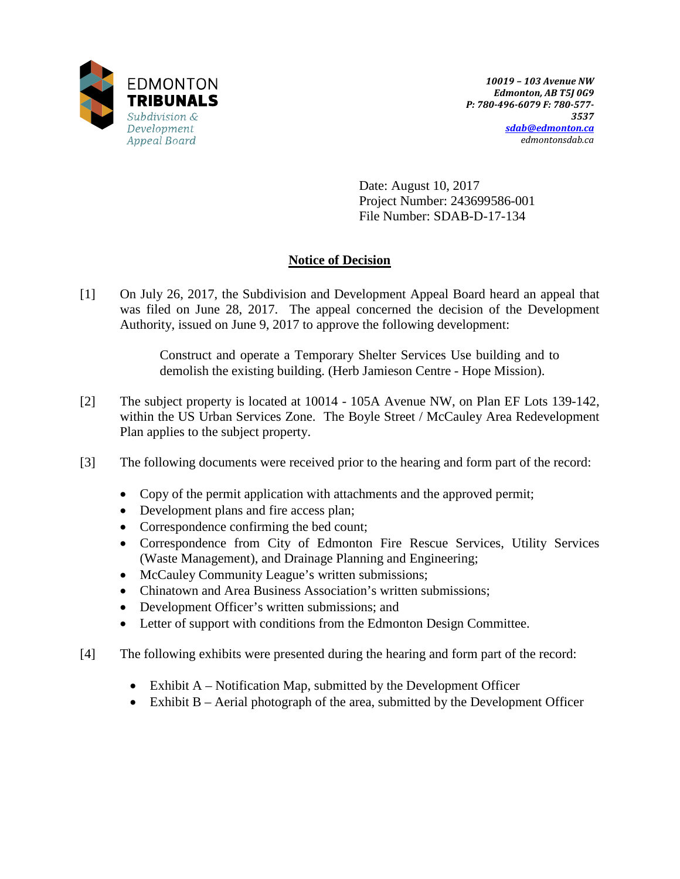EDMONTON
**TRIBUNALS**
*Subdivision & Development Appeal Board*

*10019 – 103 Avenue NW*
*Edmonton, AB T5J 0G9*
*P: 780-496-6079 F: 780-577-3537*
*sdab@edmonton.ca*
*edmontonsdab.ca*

Date: August 10, 2017
Project Number: 243699586-001
File Number: SDAB-D-17-134

## Notice of Decision

[1] On July 26, 2017, the Subdivision and Development Appeal Board heard an appeal that was filed on June 28, 2017. The appeal concerned the decision of the Development Authority, issued on June 9, 2017 to approve the following development:

> Construct and operate a Temporary Shelter Services Use building and to demolish the existing building. (Herb Jamieson Centre - Hope Mission).

[2] The subject property is located at 10014 - 105A Avenue NW, on Plan EF Lots 139-142, within the US Urban Services Zone. The Boyle Street / McCauley Area Redevelopment Plan applies to the subject property.

[3] The following documents were received prior to the hearing and form part of the record:

- Copy of the permit application with attachments and the approved permit;
- Development plans and fire access plan;
- Correspondence confirming the bed count;
- Correspondence from City of Edmonton Fire Rescue Services, Utility Services (Waste Management), and Drainage Planning and Engineering;
- McCauley Community League's written submissions;
- Chinatown and Area Business Association's written submissions;
- Development Officer's written submissions; and
- Letter of support with conditions from the Edmonton Design Committee.

[4] The following exhibits were presented during the hearing and form part of the record:

- Exhibit A – Notification Map, submitted by the Development Officer
- Exhibit B – Aerial photograph of the area, submitted by the Development Officer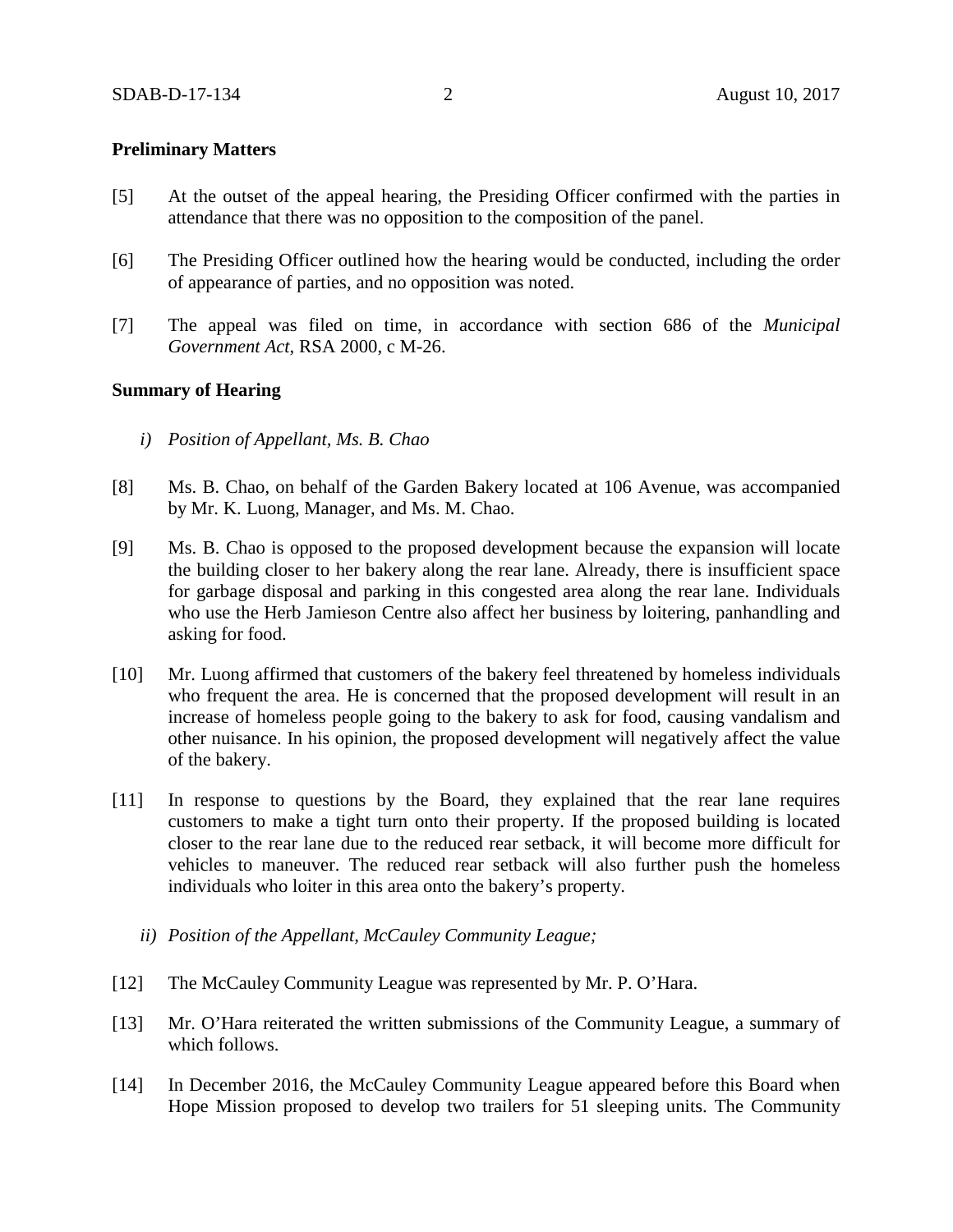**Preliminary Matters**

[5] At the outset of the appeal hearing, the Presiding Officer confirmed with the parties in attendance that there was no opposition to the composition of the panel.

[6] The Presiding Officer outlined how the hearing would be conducted, including the order of appearance of parties, and no opposition was noted.

[7] The appeal was filed on time, in accordance with section 686 of the *Municipal Government Act*, RSA 2000, c M-26.

**Summary of Hearing**

*i) Position of Appellant, Ms. B. Chao*

[8] Ms. B. Chao, on behalf of the Garden Bakery located at 106 Avenue, was accompanied by Mr. K. Luong, Manager, and Ms. M. Chao.

[9] Ms. B. Chao is opposed to the proposed development because the expansion will locate the building closer to her bakery along the rear lane. Already, there is insufficient space for garbage disposal and parking in this congested area along the rear lane. Individuals who use the Herb Jamieson Centre also affect her business by loitering, panhandling and asking for food.

[10] Mr. Luong affirmed that customers of the bakery feel threatened by homeless individuals who frequent the area. He is concerned that the proposed development will result in an increase of homeless people going to the bakery to ask for food, causing vandalism and other nuisance. In his opinion, the proposed development will negatively affect the value of the bakery.

[11] In response to questions by the Board, they explained that the rear lane requires customers to make a tight turn onto their property. If the proposed building is located closer to the rear lane due to the reduced rear setback, it will become more difficult for vehicles to maneuver. The reduced rear setback will also further push the homeless individuals who loiter in this area onto the bakery's property.

*ii) Position of the Appellant, McCauley Community League;*

[12] The McCauley Community League was represented by Mr. P. O'Hara.

[13] Mr. O'Hara reiterated the written submissions of the Community League, a summary of which follows.

[14] In December 2016, the McCauley Community League appeared before this Board when Hope Mission proposed to develop two trailers for 51 sleeping units. The Community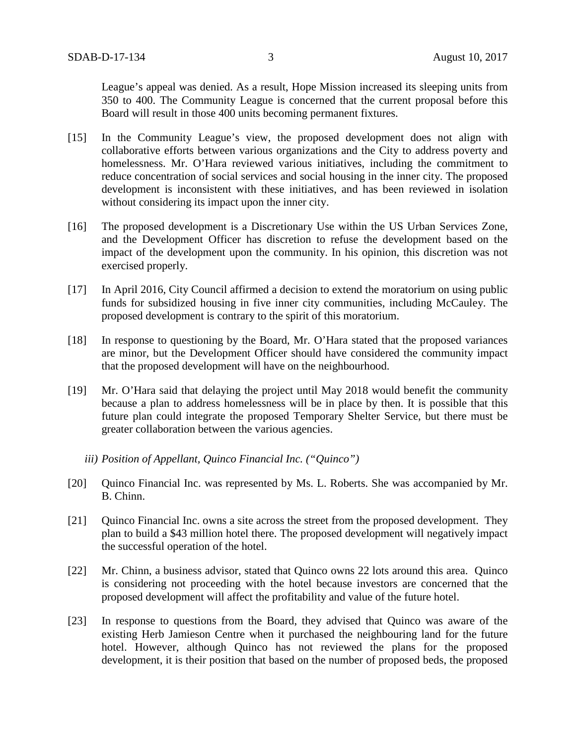League's appeal was denied. As a result, Hope Mission increased its sleeping units from 350 to 400. The Community League is concerned that the current proposal before this Board will result in those 400 units becoming permanent fixtures.

[15] In the Community League's view, the proposed development does not align with collaborative efforts between various organizations and the City to address poverty and homelessness. Mr. O'Hara reviewed various initiatives, including the commitment to reduce concentration of social services and social housing in the inner city. The proposed development is inconsistent with these initiatives, and has been reviewed in isolation without considering its impact upon the inner city.

[16] The proposed development is a Discretionary Use within the US Urban Services Zone, and the Development Officer has discretion to refuse the development based on the impact of the development upon the community. In his opinion, this discretion was not exercised properly.

[17] In April 2016, City Council affirmed a decision to extend the moratorium on using public funds for subsidized housing in five inner city communities, including McCauley. The proposed development is contrary to the spirit of this moratorium.

[18] In response to questioning by the Board, Mr. O'Hara stated that the proposed variances are minor, but the Development Officer should have considered the community impact that the proposed development will have on the neighbourhood.

[19] Mr. O'Hara said that delaying the project until May 2018 would benefit the community because a plan to address homelessness will be in place by then. It is possible that this future plan could integrate the proposed Temporary Shelter Service, but there must be greater collaboration between the various agencies.

*iii) Position of Appellant, Quinco Financial Inc. ("Quinco")*

[20] Quinco Financial Inc. was represented by Ms. L. Roberts. She was accompanied by Mr. B. Chinn.

[21] Quinco Financial Inc. owns a site across the street from the proposed development. They plan to build a $43 million hotel there. The proposed development will negatively impact the successful operation of the hotel.

[22] Mr. Chinn, a business advisor, stated that Quinco owns 22 lots around this area. Quinco is considering not proceeding with the hotel because investors are concerned that the proposed development will affect the profitability and value of the future hotel.

[23] In response to questions from the Board, they advised that Quinco was aware of the existing Herb Jamieson Centre when it purchased the neighbouring land for the future hotel. However, although Quinco has not reviewed the plans for the proposed development, it is their position that based on the number of proposed beds, the proposed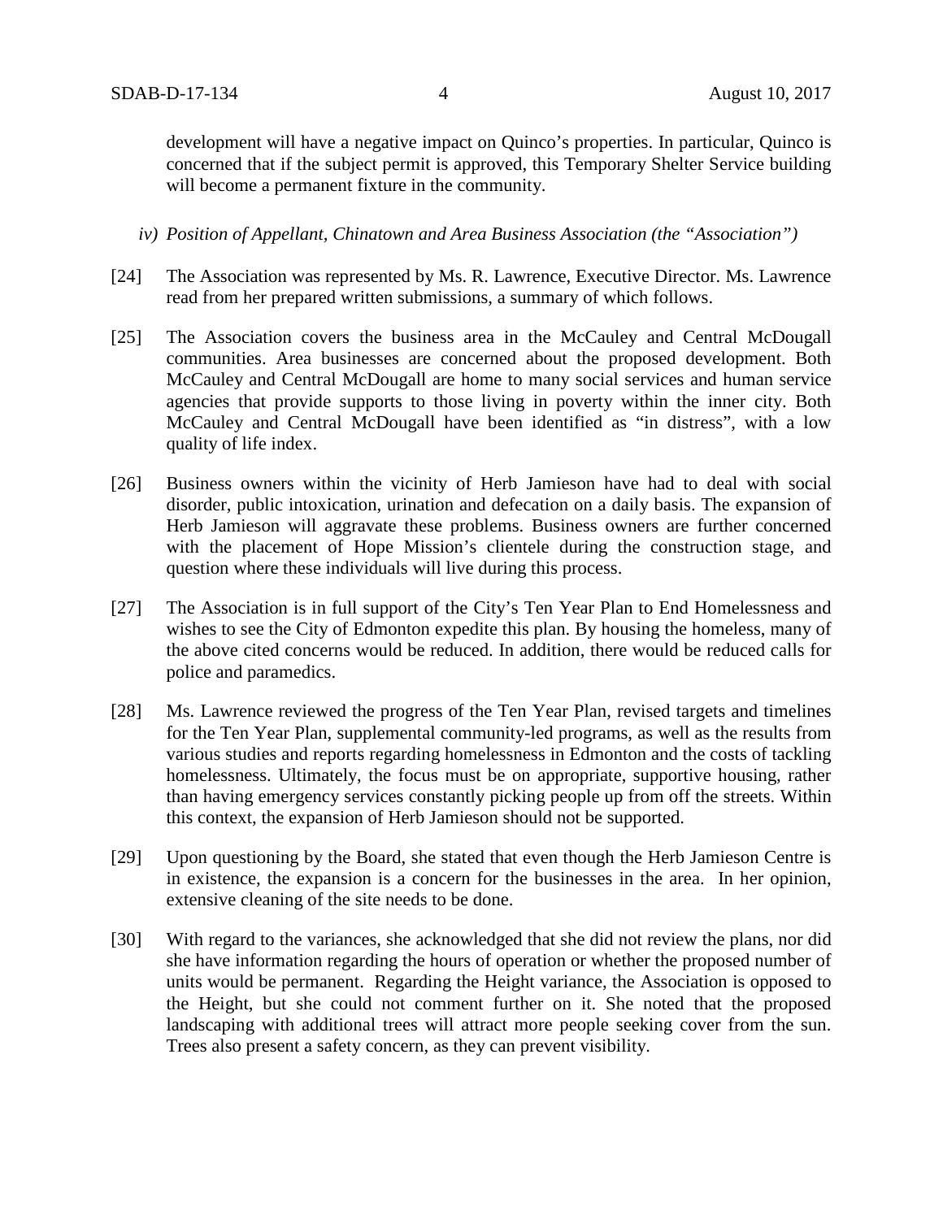development will have a negative impact on Quinco's properties. In particular, Quinco is concerned that if the subject permit is approved, this Temporary Shelter Service building will become a permanent fixture in the community.

*iv) Position of Appellant, Chinatown and Area Business Association (the "Association")*

[24] The Association was represented by Ms. R. Lawrence, Executive Director. Ms. Lawrence read from her prepared written submissions, a summary of which follows.

[25] The Association covers the business area in the McCauley and Central McDougall communities. Area businesses are concerned about the proposed development. Both McCauley and Central McDougall are home to many social services and human service agencies that provide supports to those living in poverty within the inner city. Both McCauley and Central McDougall have been identified as "in distress", with a low quality of life index.

[26] Business owners within the vicinity of Herb Jamieson have had to deal with social disorder, public intoxication, urination and defecation on a daily basis. The expansion of Herb Jamieson will aggravate these problems. Business owners are further concerned with the placement of Hope Mission's clientele during the construction stage, and question where these individuals will live during this process.

[27] The Association is in full support of the City's Ten Year Plan to End Homelessness and wishes to see the City of Edmonton expedite this plan. By housing the homeless, many of the above cited concerns would be reduced. In addition, there would be reduced calls for police and paramedics.

[28] Ms. Lawrence reviewed the progress of the Ten Year Plan, revised targets and timelines for the Ten Year Plan, supplemental community-led programs, as well as the results from various studies and reports regarding homelessness in Edmonton and the costs of tackling homelessness. Ultimately, the focus must be on appropriate, supportive housing, rather than having emergency services constantly picking people up from off the streets. Within this context, the expansion of Herb Jamieson should not be supported.

[29] Upon questioning by the Board, she stated that even though the Herb Jamieson Centre is in existence, the expansion is a concern for the businesses in the area. In her opinion, extensive cleaning of the site needs to be done.

[30] With regard to the variances, she acknowledged that she did not review the plans, nor did she have information regarding the hours of operation or whether the proposed number of units would be permanent. Regarding the Height variance, the Association is opposed to the Height, but she could not comment further on it. She noted that the proposed landscaping with additional trees will attract more people seeking cover from the sun. Trees also present a safety concern, as they can prevent visibility.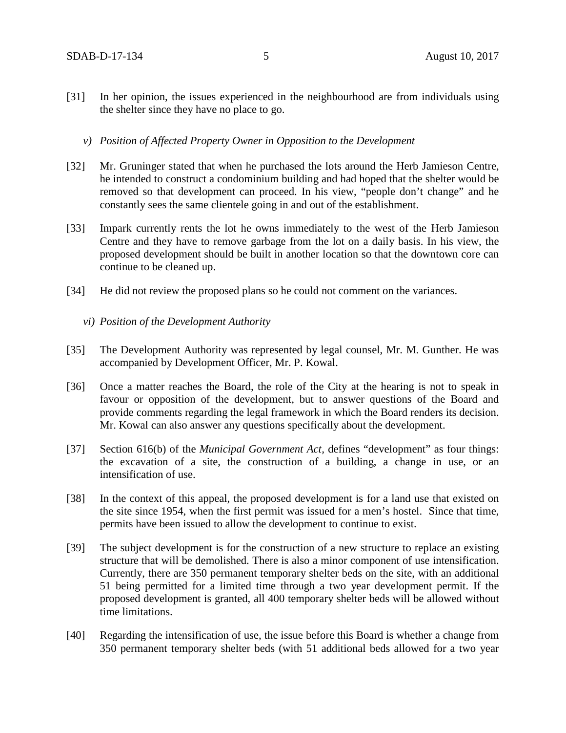[31] In her opinion, the issues experienced in the neighbourhood are from individuals using the shelter since they have no place to go.

*v) Position of Affected Property Owner in Opposition to the Development*

[32] Mr. Gruninger stated that when he purchased the lots around the Herb Jamieson Centre, he intended to construct a condominium building and had hoped that the shelter would be removed so that development can proceed. In his view, "people don't change" and he constantly sees the same clientele going in and out of the establishment.

[33] Impark currently rents the lot he owns immediately to the west of the Herb Jamieson Centre and they have to remove garbage from the lot on a daily basis. In his view, the proposed development should be built in another location so that the downtown core can continue to be cleaned up.

[34] He did not review the proposed plans so he could not comment on the variances.

*vi) Position of the Development Authority*

[35] The Development Authority was represented by legal counsel, Mr. M. Gunther. He was accompanied by Development Officer, Mr. P. Kowal.

[36] Once a matter reaches the Board, the role of the City at the hearing is not to speak in favour or opposition of the development, but to answer questions of the Board and provide comments regarding the legal framework in which the Board renders its decision. Mr. Kowal can also answer any questions specifically about the development.

[37] Section 616(b) of the *Municipal Government Act*, defines "development" as four things: the excavation of a site, the construction of a building, a change in use, or an intensification of use.

[38] In the context of this appeal, the proposed development is for a land use that existed on the site since 1954, when the first permit was issued for a men's hostel. Since that time, permits have been issued to allow the development to continue to exist.

[39] The subject development is for the construction of a new structure to replace an existing structure that will be demolished. There is also a minor component of use intensification. Currently, there are 350 permanent temporary shelter beds on the site, with an additional 51 being permitted for a limited time through a two year development permit. If the proposed development is granted, all 400 temporary shelter beds will be allowed without time limitations.

[40] Regarding the intensification of use, the issue before this Board is whether a change from 350 permanent temporary shelter beds (with 51 additional beds allowed for a two year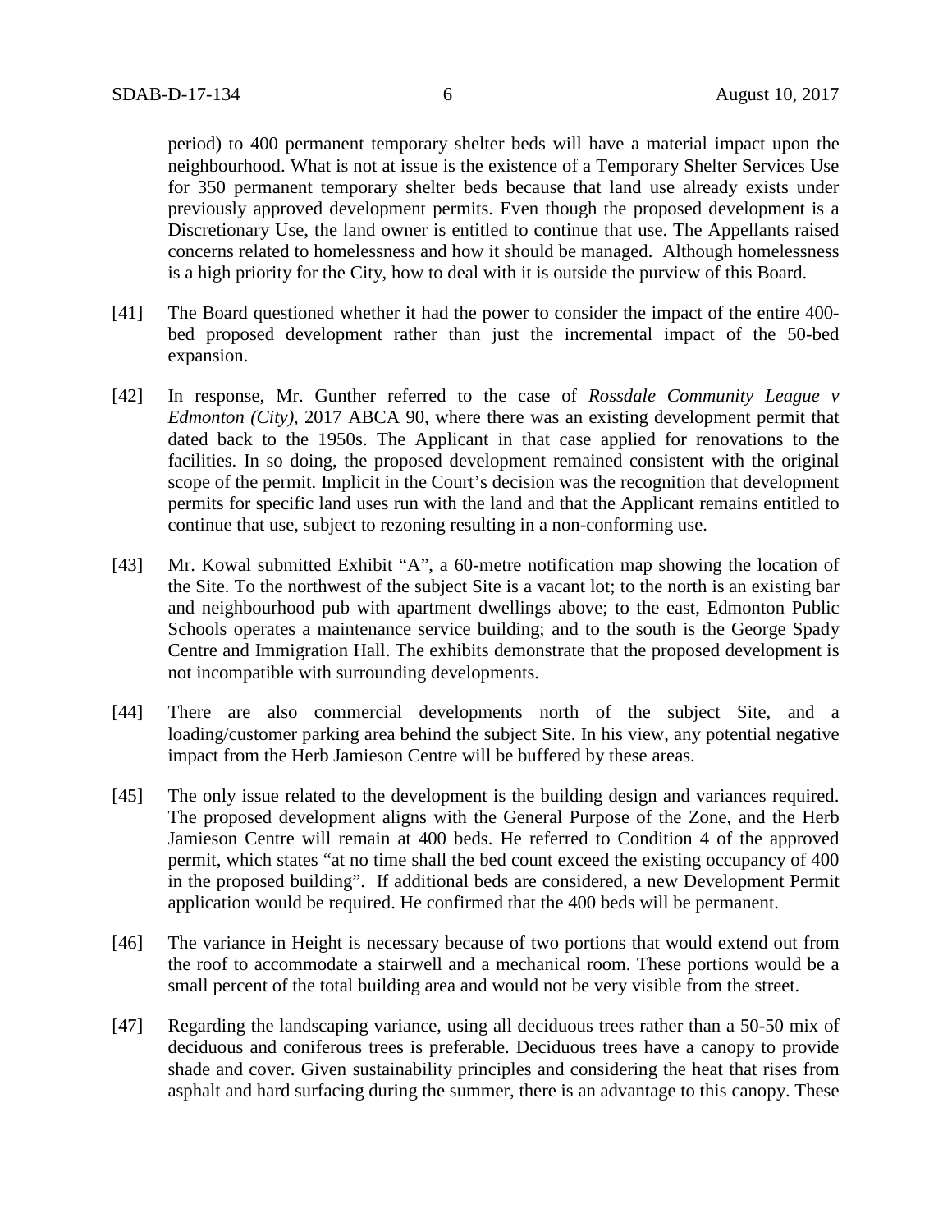period) to 400 permanent temporary shelter beds will have a material impact upon the neighbourhood. What is not at issue is the existence of a Temporary Shelter Services Use for 350 permanent temporary shelter beds because that land use already exists under previously approved development permits. Even though the proposed development is a Discretionary Use, the land owner is entitled to continue that use. The Appellants raised concerns related to homelessness and how it should be managed. Although homelessness is a high priority for the City, how to deal with it is outside the purview of this Board.

[41] The Board questioned whether it had the power to consider the impact of the entire 400-bed proposed development rather than just the incremental impact of the 50-bed expansion.

[42] In response, Mr. Gunther referred to the case of *Rossdale Community League v Edmonton (City)*, 2017 ABCA 90, where there was an existing development permit that dated back to the 1950s. The Applicant in that case applied for renovations to the facilities. In so doing, the proposed development remained consistent with the original scope of the permit. Implicit in the Court's decision was the recognition that development permits for specific land uses run with the land and that the Applicant remains entitled to continue that use, subject to rezoning resulting in a non-conforming use.

[43] Mr. Kowal submitted Exhibit "A", a 60-metre notification map showing the location of the Site. To the northwest of the subject Site is a vacant lot; to the north is an existing bar and neighbourhood pub with apartment dwellings above; to the east, Edmonton Public Schools operates a maintenance service building; and to the south is the George Spady Centre and Immigration Hall. The exhibits demonstrate that the proposed development is not incompatible with surrounding developments.

[44] There are also commercial developments north of the subject Site, and a loading/customer parking area behind the subject Site. In his view, any potential negative impact from the Herb Jamieson Centre will be buffered by these areas.

[45] The only issue related to the development is the building design and variances required. The proposed development aligns with the General Purpose of the Zone, and the Herb Jamieson Centre will remain at 400 beds. He referred to Condition 4 of the approved permit, which states "at no time shall the bed count exceed the existing occupancy of 400 in the proposed building". If additional beds are considered, a new Development Permit application would be required. He confirmed that the 400 beds will be permanent.

[46] The variance in Height is necessary because of two portions that would extend out from the roof to accommodate a stairwell and a mechanical room. These portions would be a small percent of the total building area and would not be very visible from the street.

[47] Regarding the landscaping variance, using all deciduous trees rather than a 50-50 mix of deciduous and coniferous trees is preferable. Deciduous trees have a canopy to provide shade and cover. Given sustainability principles and considering the heat that rises from asphalt and hard surfacing during the summer, there is an advantage to this canopy. These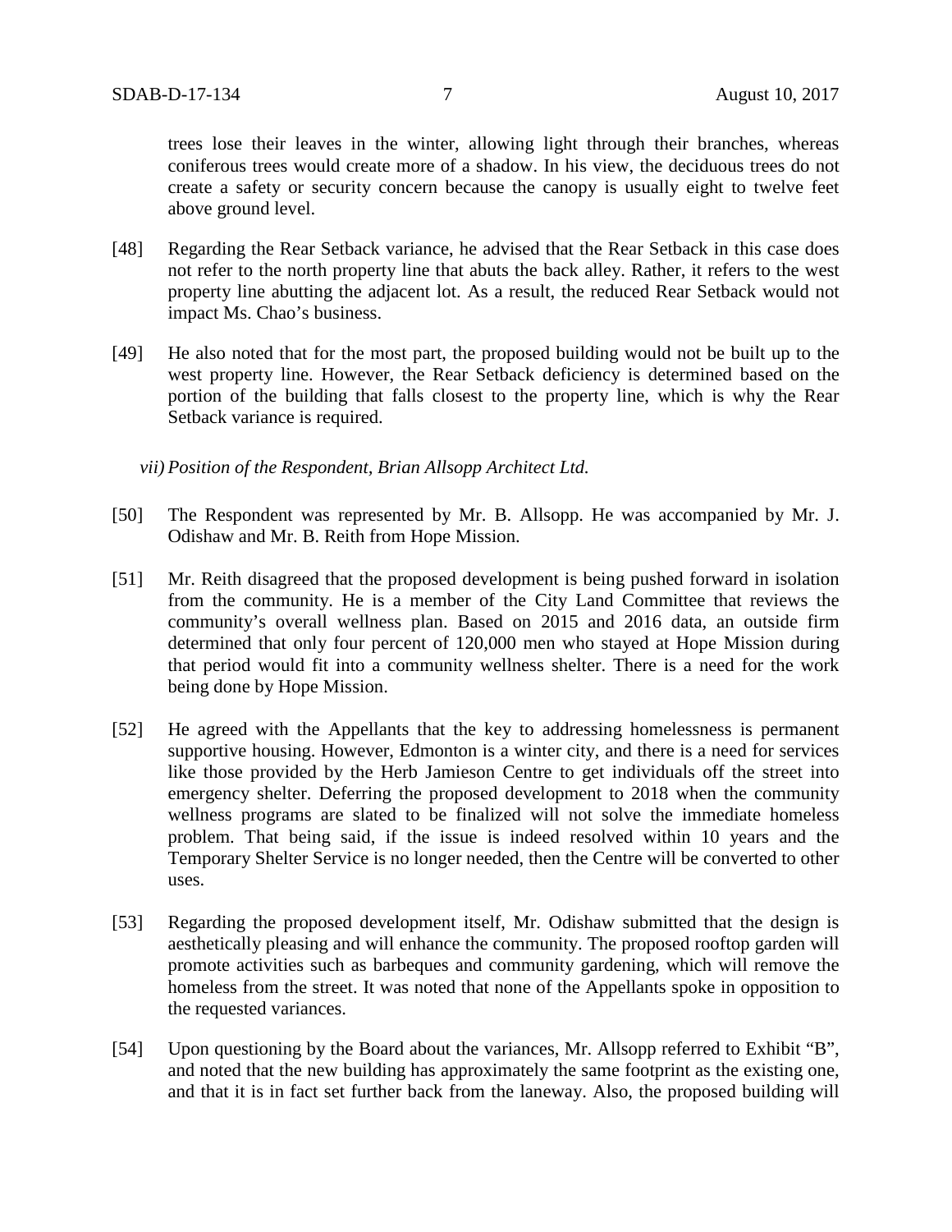trees lose their leaves in the winter, allowing light through their branches, whereas coniferous trees would create more of a shadow. In his view, the deciduous trees do not create a safety or security concern because the canopy is usually eight to twelve feet above ground level.

[48] Regarding the Rear Setback variance, he advised that the Rear Setback in this case does not refer to the north property line that abuts the back alley. Rather, it refers to the west property line abutting the adjacent lot. As a result, the reduced Rear Setback would not impact Ms. Chao's business.

[49] He also noted that for the most part, the proposed building would not be built up to the west property line. However, the Rear Setback deficiency is determined based on the portion of the building that falls closest to the property line, which is why the Rear Setback variance is required.

*vii) Position of the Respondent, Brian Allsopp Architect Ltd.*

[50] The Respondent was represented by Mr. B. Allsopp. He was accompanied by Mr. J. Odishaw and Mr. B. Reith from Hope Mission.

[51] Mr. Reith disagreed that the proposed development is being pushed forward in isolation from the community. He is a member of the City Land Committee that reviews the community's overall wellness plan. Based on 2015 and 2016 data, an outside firm determined that only four percent of 120,000 men who stayed at Hope Mission during that period would fit into a community wellness shelter. There is a need for the work being done by Hope Mission.

[52] He agreed with the Appellants that the key to addressing homelessness is permanent supportive housing. However, Edmonton is a winter city, and there is a need for services like those provided by the Herb Jamieson Centre to get individuals off the street into emergency shelter. Deferring the proposed development to 2018 when the community wellness programs are slated to be finalized will not solve the immediate homeless problem. That being said, if the issue is indeed resolved within 10 years and the Temporary Shelter Service is no longer needed, then the Centre will be converted to other uses.

[53] Regarding the proposed development itself, Mr. Odishaw submitted that the design is aesthetically pleasing and will enhance the community. The proposed rooftop garden will promote activities such as barbeques and community gardening, which will remove the homeless from the street. It was noted that none of the Appellants spoke in opposition to the requested variances.

[54] Upon questioning by the Board about the variances, Mr. Allsopp referred to Exhibit "B", and noted that the new building has approximately the same footprint as the existing one, and that it is in fact set further back from the laneway. Also, the proposed building will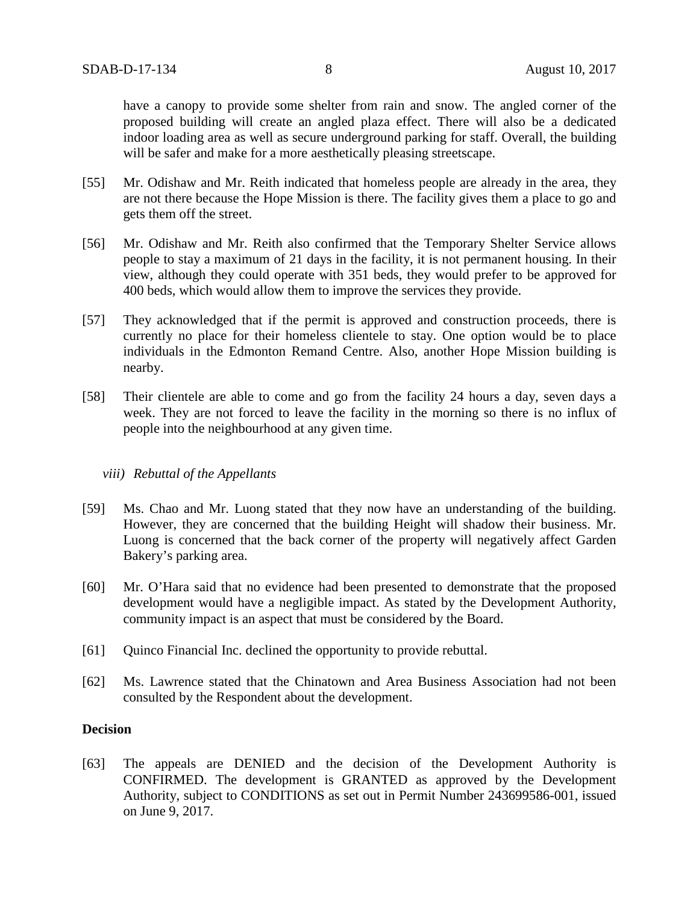have a canopy to provide some shelter from rain and snow. The angled corner of the proposed building will create an angled plaza effect. There will also be a dedicated indoor loading area as well as secure underground parking for staff. Overall, the building will be safer and make for a more aesthetically pleasing streetscape.

[55] Mr. Odishaw and Mr. Reith indicated that homeless people are already in the area, they are not there because the Hope Mission is there. The facility gives them a place to go and gets them off the street.

[56] Mr. Odishaw and Mr. Reith also confirmed that the Temporary Shelter Service allows people to stay a maximum of 21 days in the facility, it is not permanent housing. In their view, although they could operate with 351 beds, they would prefer to be approved for 400 beds, which would allow them to improve the services they provide.

[57] They acknowledged that if the permit is approved and construction proceeds, there is currently no place for their homeless clientele to stay. One option would be to place individuals in the Edmonton Remand Centre. Also, another Hope Mission building is nearby.

[58] Their clientele are able to come and go from the facility 24 hours a day, seven days a week. They are not forced to leave the facility in the morning so there is no influx of people into the neighbourhood at any given time.

*viii) Rebuttal of the Appellants*

[59] Ms. Chao and Mr. Luong stated that they now have an understanding of the building. However, they are concerned that the building Height will shadow their business. Mr. Luong is concerned that the back corner of the property will negatively affect Garden Bakery's parking area.

[60] Mr. O'Hara said that no evidence had been presented to demonstrate that the proposed development would have a negligible impact. As stated by the Development Authority, community impact is an aspect that must be considered by the Board.

[61] Quinco Financial Inc. declined the opportunity to provide rebuttal.

[62] Ms. Lawrence stated that the Chinatown and Area Business Association had not been consulted by the Respondent about the development.

**Decision**

[63] The appeals are DENIED and the decision of the Development Authority is CONFIRMED. The development is GRANTED as approved by the Development Authority, subject to CONDITIONS as set out in Permit Number 243699586-001, issued on June 9, 2017.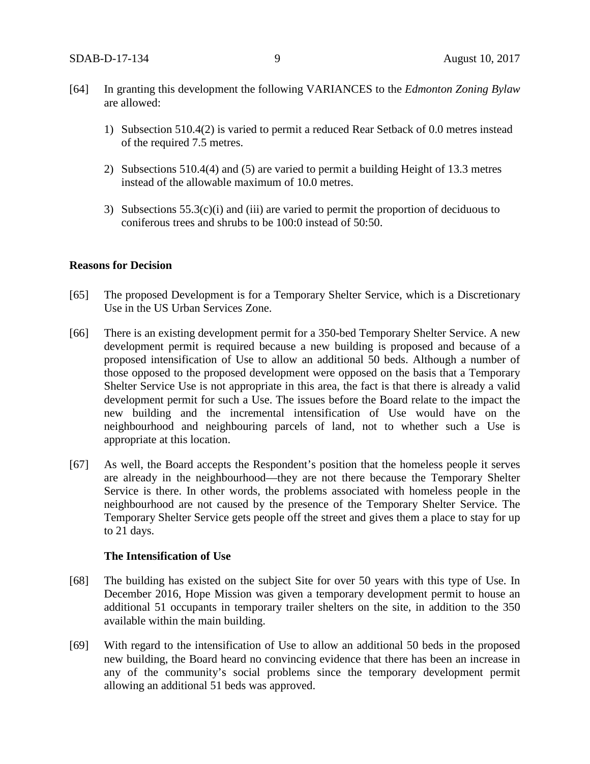[64] In granting this development the following VARIANCES to the *Edmonton Zoning Bylaw* are allowed:

1) Subsection 510.4(2) is varied to permit a reduced Rear Setback of 0.0 metres instead of the required 7.5 metres.

2) Subsections 510.4(4) and (5) are varied to permit a building Height of 13.3 metres instead of the allowable maximum of 10.0 metres.

3) Subsections 55.3(c)(i) and (iii) are varied to permit the proportion of deciduous to coniferous trees and shrubs to be 100:0 instead of 50:50.

**Reasons for Decision**

[65] The proposed Development is for a Temporary Shelter Service, which is a Discretionary Use in the US Urban Services Zone.

[66] There is an existing development permit for a 350-bed Temporary Shelter Service. A new development permit is required because a new building is proposed and because of a proposed intensification of Use to allow an additional 50 beds. Although a number of those opposed to the proposed development were opposed on the basis that a Temporary Shelter Service Use is not appropriate in this area, the fact is that there is already a valid development permit for such a Use. The issues before the Board relate to the impact the new building and the incremental intensification of Use would have on the neighbourhood and neighbouring parcels of land, not to whether such a Use is appropriate at this location.

[67] As well, the Board accepts the Respondent's position that the homeless people it serves are already in the neighbourhood—they are not there because the Temporary Shelter Service is there. In other words, the problems associated with homeless people in the neighbourhood are not caused by the presence of the Temporary Shelter Service. The Temporary Shelter Service gets people off the street and gives them a place to stay for up to 21 days.

**The Intensification of Use**

[68] The building has existed on the subject Site for over 50 years with this type of Use. In December 2016, Hope Mission was given a temporary development permit to house an additional 51 occupants in temporary trailer shelters on the site, in addition to the 350 available within the main building.

[69] With regard to the intensification of Use to allow an additional 50 beds in the proposed new building, the Board heard no convincing evidence that there has been an increase in any of the community's social problems since the temporary development permit allowing an additional 51 beds was approved.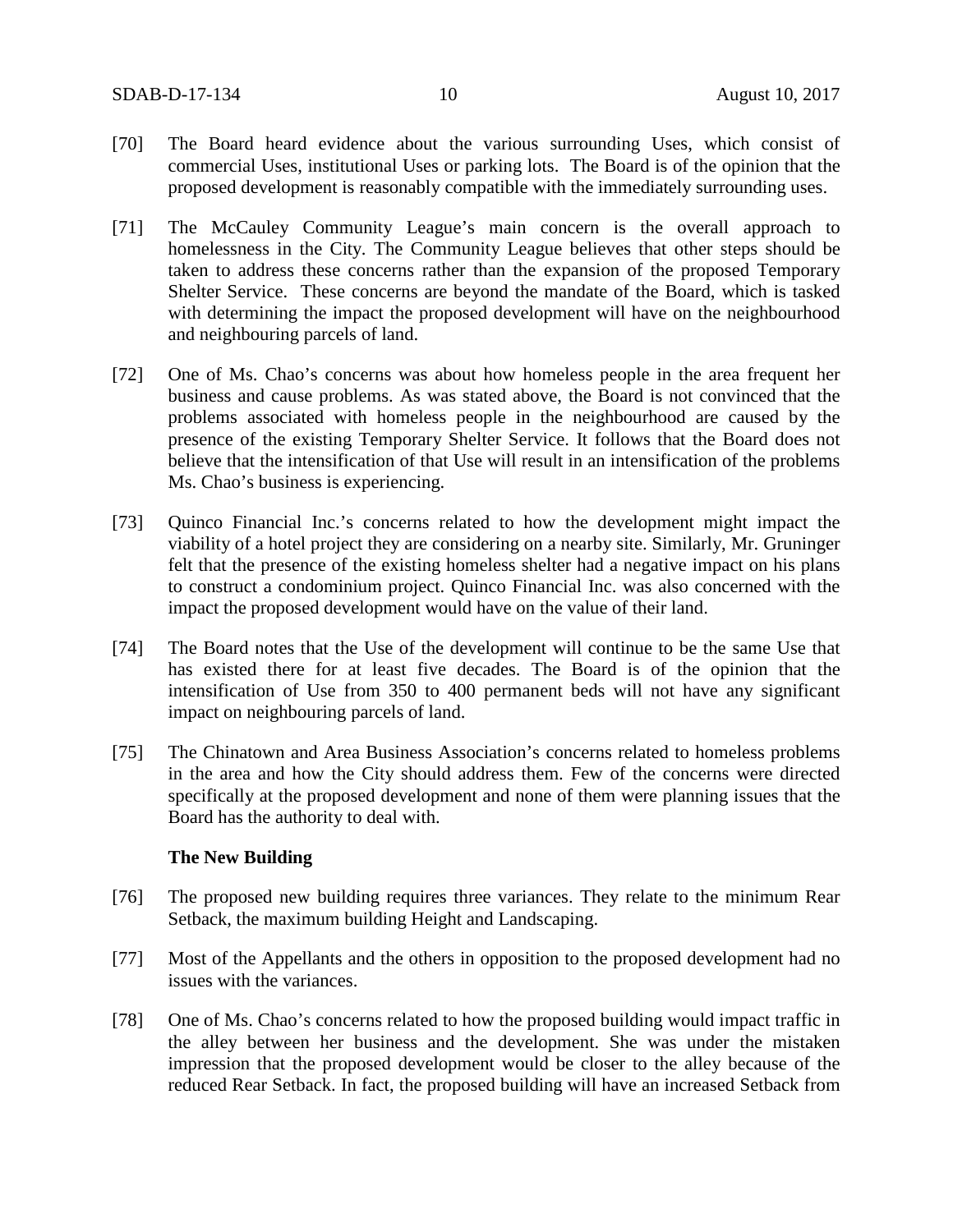[70] The Board heard evidence about the various surrounding Uses, which consist of commercial Uses, institutional Uses or parking lots. The Board is of the opinion that the proposed development is reasonably compatible with the immediately surrounding uses.

[71] The McCauley Community League's main concern is the overall approach to homelessness in the City. The Community League believes that other steps should be taken to address these concerns rather than the expansion of the proposed Temporary Shelter Service. These concerns are beyond the mandate of the Board, which is tasked with determining the impact the proposed development will have on the neighbourhood and neighbouring parcels of land.

[72] One of Ms. Chao's concerns was about how homeless people in the area frequent her business and cause problems. As was stated above, the Board is not convinced that the problems associated with homeless people in the neighbourhood are caused by the presence of the existing Temporary Shelter Service. It follows that the Board does not believe that the intensification of that Use will result in an intensification of the problems Ms. Chao's business is experiencing.

[73] Quinco Financial Inc.'s concerns related to how the development might impact the viability of a hotel project they are considering on a nearby site. Similarly, Mr. Gruninger felt that the presence of the existing homeless shelter had a negative impact on his plans to construct a condominium project. Quinco Financial Inc. was also concerned with the impact the proposed development would have on the value of their land.

[74] The Board notes that the Use of the development will continue to be the same Use that has existed there for at least five decades. The Board is of the opinion that the intensification of Use from 350 to 400 permanent beds will not have any significant impact on neighbouring parcels of land.

[75] The Chinatown and Area Business Association's concerns related to homeless problems in the area and how the City should address them. Few of the concerns were directed specifically at the proposed development and none of them were planning issues that the Board has the authority to deal with.

**The New Building**

[76] The proposed new building requires three variances. They relate to the minimum Rear Setback, the maximum building Height and Landscaping.

[77] Most of the Appellants and the others in opposition to the proposed development had no issues with the variances.

[78] One of Ms. Chao's concerns related to how the proposed building would impact traffic in the alley between her business and the development. She was under the mistaken impression that the proposed development would be closer to the alley because of the reduced Rear Setback. In fact, the proposed building will have an increased Setback from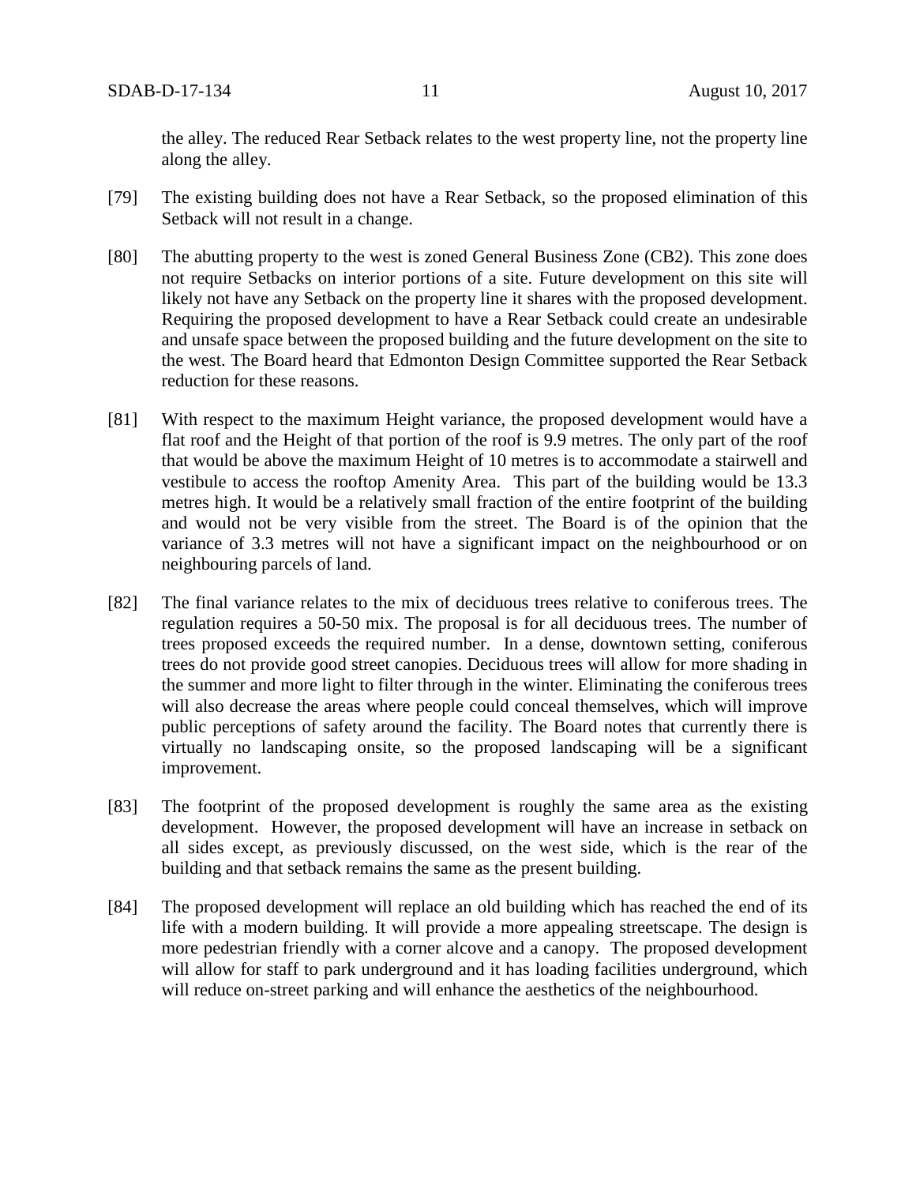the alley. The reduced Rear Setback relates to the west property line, not the property line along the alley.

[79] The existing building does not have a Rear Setback, so the proposed elimination of this Setback will not result in a change.

[80] The abutting property to the west is zoned General Business Zone (CB2). This zone does not require Setbacks on interior portions of a site. Future development on this site will likely not have any Setback on the property line it shares with the proposed development. Requiring the proposed development to have a Rear Setback could create an undesirable and unsafe space between the proposed building and the future development on the site to the west. The Board heard that Edmonton Design Committee supported the Rear Setback reduction for these reasons.

[81] With respect to the maximum Height variance, the proposed development would have a flat roof and the Height of that portion of the roof is 9.9 metres. The only part of the roof that would be above the maximum Height of 10 metres is to accommodate a stairwell and vestibule to access the rooftop Amenity Area. This part of the building would be 13.3 metres high. It would be a relatively small fraction of the entire footprint of the building and would not be very visible from the street. The Board is of the opinion that the variance of 3.3 metres will not have a significant impact on the neighbourhood or on neighbouring parcels of land.

[82] The final variance relates to the mix of deciduous trees relative to coniferous trees. The regulation requires a 50-50 mix. The proposal is for all deciduous trees. The number of trees proposed exceeds the required number. In a dense, downtown setting, coniferous trees do not provide good street canopies. Deciduous trees will allow for more shading in the summer and more light to filter through in the winter. Eliminating the coniferous trees will also decrease the areas where people could conceal themselves, which will improve public perceptions of safety around the facility. The Board notes that currently there is virtually no landscaping onsite, so the proposed landscaping will be a significant improvement.

[83] The footprint of the proposed development is roughly the same area as the existing development. However, the proposed development will have an increase in setback on all sides except, as previously discussed, on the west side, which is the rear of the building and that setback remains the same as the present building.

[84] The proposed development will replace an old building which has reached the end of its life with a modern building. It will provide a more appealing streetscape. The design is more pedestrian friendly with a corner alcove and a canopy. The proposed development will allow for staff to park underground and it has loading facilities underground, which will reduce on-street parking and will enhance the aesthetics of the neighbourhood.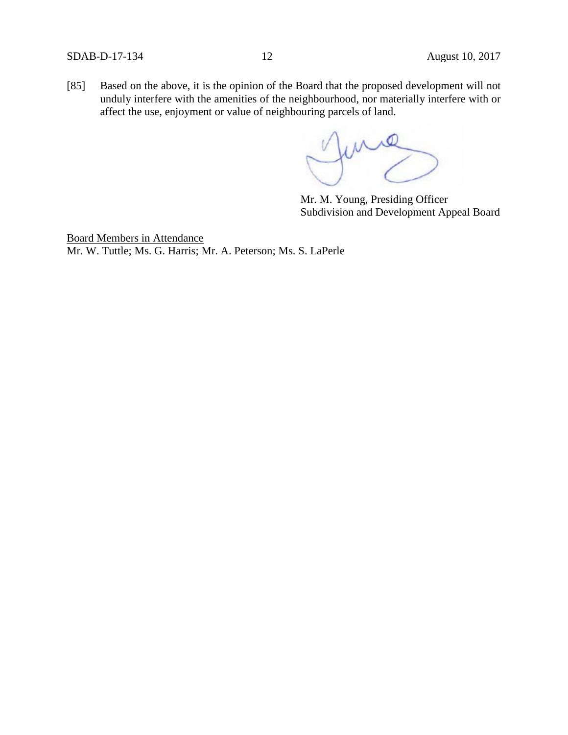[85] Based on the above, it is the opinion of the Board that the proposed development will not unduly interfere with the amenities of the neighbourhood, nor materially interfere with or affect the use, enjoyment or value of neighbouring parcels of land.

Mr. M. Young, Presiding Officer
Subdivision and Development Appeal Board

Board Members in Attendance
Mr. W. Tuttle; Ms. G. Harris; Mr. A. Peterson; Ms. S. LaPerle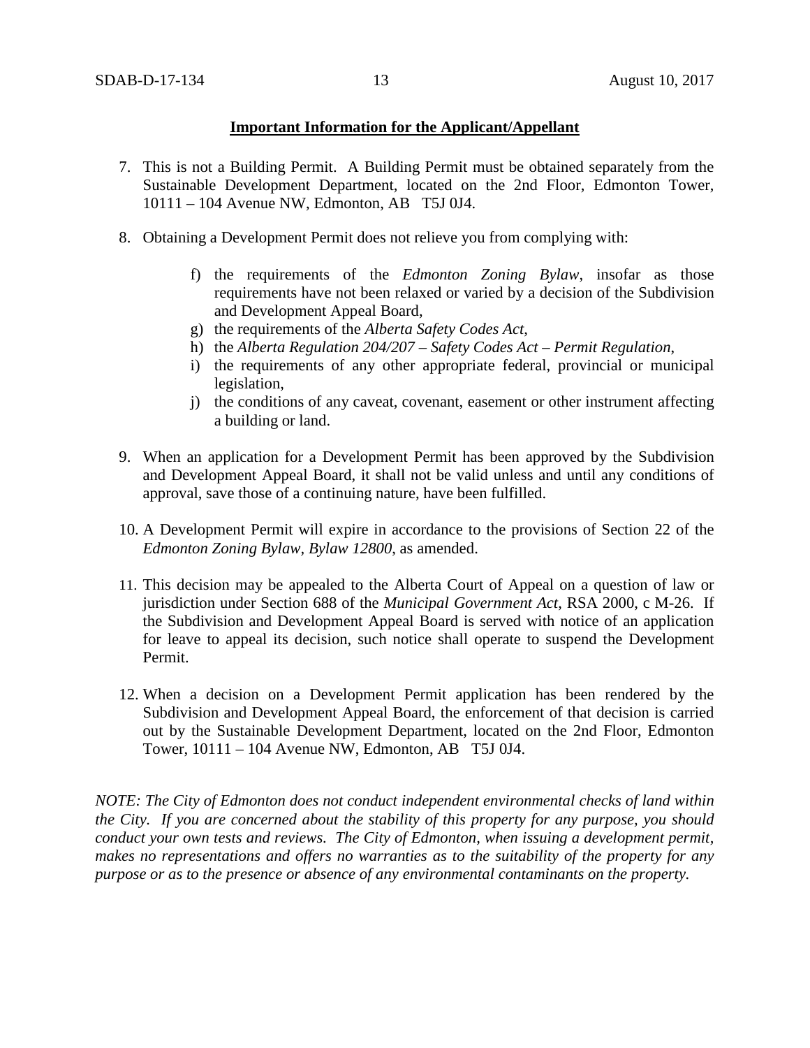**Important Information for the Applicant/Appellant**

7. This is not a Building Permit. A Building Permit must be obtained separately from the Sustainable Development Department, located on the 2nd Floor, Edmonton Tower, 10111 – 104 Avenue NW, Edmonton, AB T5J 0J4.

8. Obtaining a Development Permit does not relieve you from complying with:

   f) the requirements of the *Edmonton Zoning Bylaw*, insofar as those requirements have not been relaxed or varied by a decision of the Subdivision and Development Appeal Board,
   g) the requirements of the *Alberta Safety Codes Act*,
   h) the *Alberta Regulation 204/207 – Safety Codes Act – Permit Regulation*,
   i) the requirements of any other appropriate federal, provincial or municipal legislation,
   j) the conditions of any caveat, covenant, easement or other instrument affecting a building or land.

9. When an application for a Development Permit has been approved by the Subdivision and Development Appeal Board, it shall not be valid unless and until any conditions of approval, save those of a continuing nature, have been fulfilled.

10. A Development Permit will expire in accordance to the provisions of Section 22 of the *Edmonton Zoning Bylaw, Bylaw 12800*, as amended.

11. This decision may be appealed to the Alberta Court of Appeal on a question of law or jurisdiction under Section 688 of the *Municipal Government Act*, RSA 2000, c M-26. If the Subdivision and Development Appeal Board is served with notice of an application for leave to appeal its decision, such notice shall operate to suspend the Development Permit.

12. When a decision on a Development Permit application has been rendered by the Subdivision and Development Appeal Board, the enforcement of that decision is carried out by the Sustainable Development Department, located on the 2nd Floor, Edmonton Tower, 10111 – 104 Avenue NW, Edmonton, AB T5J 0J4.

*NOTE: The City of Edmonton does not conduct independent environmental checks of land within the City. If you are concerned about the stability of this property for any purpose, you should conduct your own tests and reviews. The City of Edmonton, when issuing a development permit, makes no representations and offers no warranties as to the suitability of the property for any purpose or as to the presence or absence of any environmental contaminants on the property.*